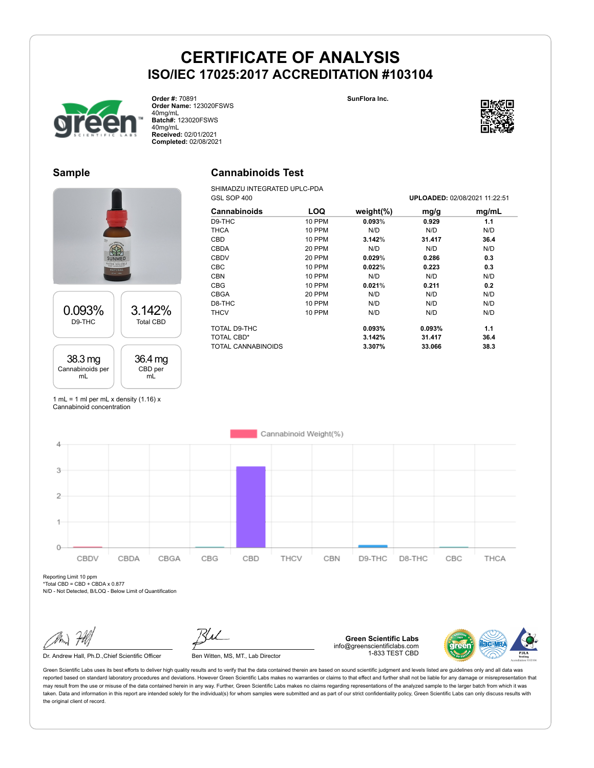# CERTIFICATE OF ANALYSIS

## ISO/IEC 17025:2017 ACCREDITATION #103104

**Order #:** 70891
**Order Name:** 123020FSWS 40mg/mL
**Batch#:** 123020FSWS 40mg/mL
**Received:** 02/01/2021
**Completed:** 02/08/2021

**SunFlora Inc.**

## Sample

| 0.093% | 3.142% |
|---|---|
| D9-THC | Total CBD |

| 38.3 mg | 36.4 mg |
|---|---|
| Cannabinoids per mL | CBD per mL |

1 mL = 1 ml per mL x density (1.16) x Cannabinoid concentration

## Cannabinoids Test

SHIMADZU INTEGRATED UPLC-PDA
GSL SOP 400

**UPLOADED:** 02/08/2021 11:22:51

| Cannabinoids | LOQ | weight(%) | mg/g | mg/mL |
|---|---|---|---|---|
| D9-THC | 10 PPM | **0.093%** | **0.929** | **1.1** |
| THCA | 10 PPM | N/D | N/D | N/D |
| CBD | 10 PPM | **3.142%** | **31.417** | **36.4** |
| CBDA | 20 PPM | N/D | N/D | N/D |
| CBDV | 20 PPM | **0.029%** | **0.286** | **0.3** |
| CBC | 10 PPM | **0.022%** | **0.223** | **0.3** |
| CBN | 10 PPM | N/D | N/D | N/D |
| CBG | 10 PPM | **0.021%** | **0.211** | **0.2** |
| CBGA | 20 PPM | N/D | N/D | N/D |
| D8-THC | 10 PPM | N/D | N/D | N/D |
| THCV | 10 PPM | N/D | N/D | N/D |
| TOTAL D9-THC | | **0.093%** | **0.093%** | **1.1** |
| TOTAL CBD* | | **3.142%** | **31.417** | **36.4** |
| TOTAL CANNABINOIDS | | **3.307%** | **33.066** | **38.3** |

Cannabinoid Weight(%)

Reporting Limit 10 ppm
*Total CBD = CBD + CBDA x 0.877
N/D - Not Detected, B/LOQ - Below Limit of Quantification

Dr. Andrew Hall, Ph.D.,Chief Scientific Officer

Ben Witten, MS, MT., Lab Director

**Green Scientific Labs**
info@greenscientificlabs.com
1-833 TEST CBD

Green Scientific Labs uses its best efforts to deliver high quality results and to verify that the data contained therein are based on sound scientific judgment and levels listed are guidelines only and all data was reported based on standard laboratory procedures and deviations. However Green Scientific Labs makes no warranties or claims to that effect and further shall not be liable for any damage or misrepresentation that may result from the use or misuse of the data contained herein in any way. Further, Green Scientific Labs makes no claims regarding representations of the analyzed sample to the larger batch from which it was taken. Data and information in this report are intended solely for the individual(s) for whom samples were submitted and as part of our strict confidentiality policy, Green Scientific Labs can only discuss results with the original client of record.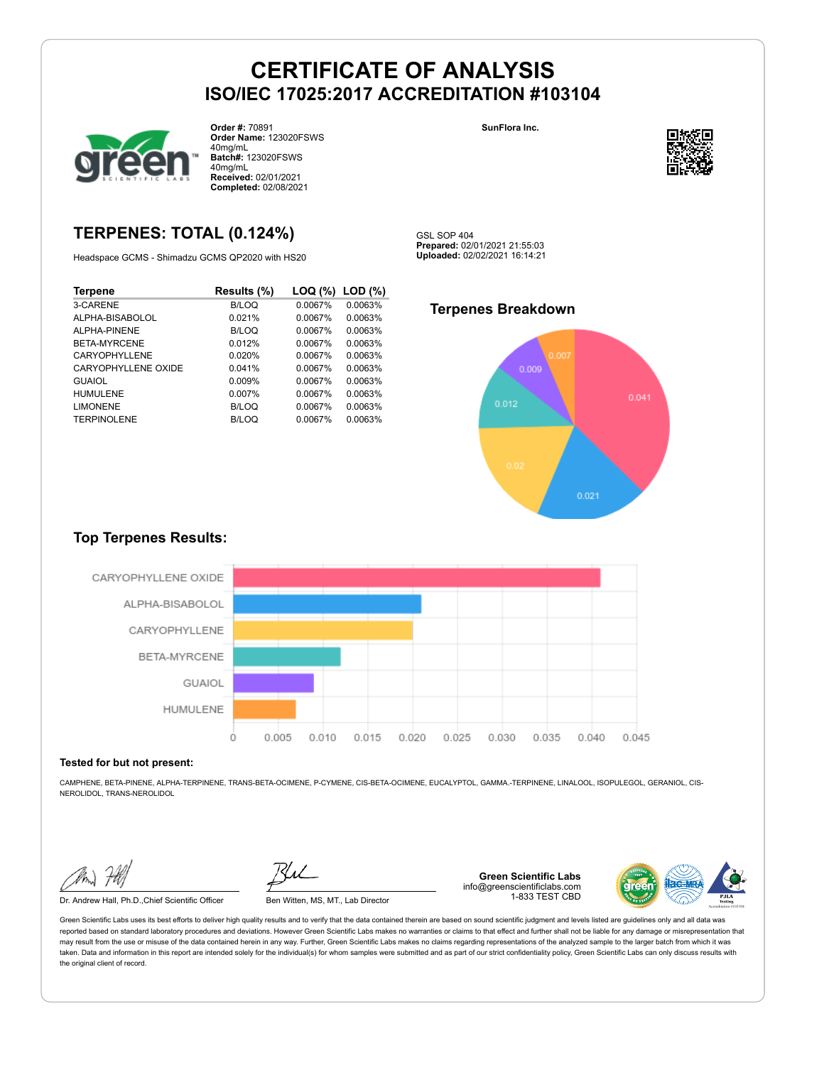# CERTIFICATE OF ANALYSIS
## ISO/IEC 17025:2017 ACCREDITATION #103104

**Order #:** 70891
**Order Name:** 123020FSWS 40mg/mL
**Batch#:** 123020FSWS 40mg/mL
**Received:** 02/01/2021
**Completed:** 02/08/2021

SunFlora Inc.

## TERPENES: TOTAL (0.124%)

Headspace GCMS - Shimadzu GCMS QP2020 with HS20

GSL SOP 404
**Prepared:** 02/01/2021 21:55:03
**Uploaded:** 02/02/2021 16:14:21

| Terpene | Results (%) | LOQ (%) | LOD (%) |
|---|---|---|---|
| 3-CARENE | B/LOQ | 0.0067% | 0.0063% |
| ALPHA-BISABOLOL | 0.021% | 0.0067% | 0.0063% |
| ALPHA-PINENE | B/LOQ | 0.0067% | 0.0063% |
| BETA-MYRCENE | 0.012% | 0.0067% | 0.0063% |
| CARYOPHYLLENE | 0.020% | 0.0067% | 0.0063% |
| CARYOPHYLLENE OXIDE | 0.041% | 0.0067% | 0.0063% |
| GUAIOL | 0.009% | 0.0067% | 0.0063% |
| HUMULENE | 0.007% | 0.0067% | 0.0063% |
| LIMONENE | B/LOQ | 0.0067% | 0.0063% |
| TERPINOLENE | B/LOQ | 0.0067% | 0.0063% |

### Terpenes Breakdown

0.041, 0.021, 0.02, 0.012, 0.009, 0.007

### Top Terpenes Results:

| Terpene | Result |
|---|---|
| CARYOPHYLLENE OXIDE | 0.041 |
| ALPHA-BISABOLOL | 0.021 |
| CARYOPHYLLENE | 0.020 |
| BETA-MYRCENE | 0.012 |
| GUAIOL | 0.009 |
| HUMULENE | 0.007 |

**Tested for but not present:**

CAMPHENE, BETA-PINENE, ALPHA-TERPINENE, TRANS-BETA-OCIMENE, P-CYMENE, CIS-BETA-OCIMENE, EUCALYPTOL, GAMMA.-TERPINENE, LINALOOL, ISOPULEGOL, GERANIOL, CIS-NEROLIDOL, TRANS-NEROLIDOL

Dr. Andrew Hall, Ph.D.,Chief Scientific Officer

Ben Witten, MS, MT., Lab Director

**Green Scientific Labs**
info@greenscientificlabs.com
1-833 TEST CBD

Green Scientific Labs uses its best efforts to deliver high quality results and to verify that the data contained therein are based on sound scientific judgment and levels listed are guidelines only and all data was reported based on standard laboratory procedures and deviations. However Green Scientific Labs makes no warranties or claims to that effect and further shall not be liable for any damage or misrepresentation that may result from the use or misuse of the data contained herein in any way. Further, Green Scientific Labs makes no claims regarding representations of the analyzed sample to the larger batch from which it was taken. Data and information in this report are intended solely for the individual(s) for whom samples were submitted and as part of our strict confidentiality policy, Green Scientific Labs can only discuss results with the original client of record.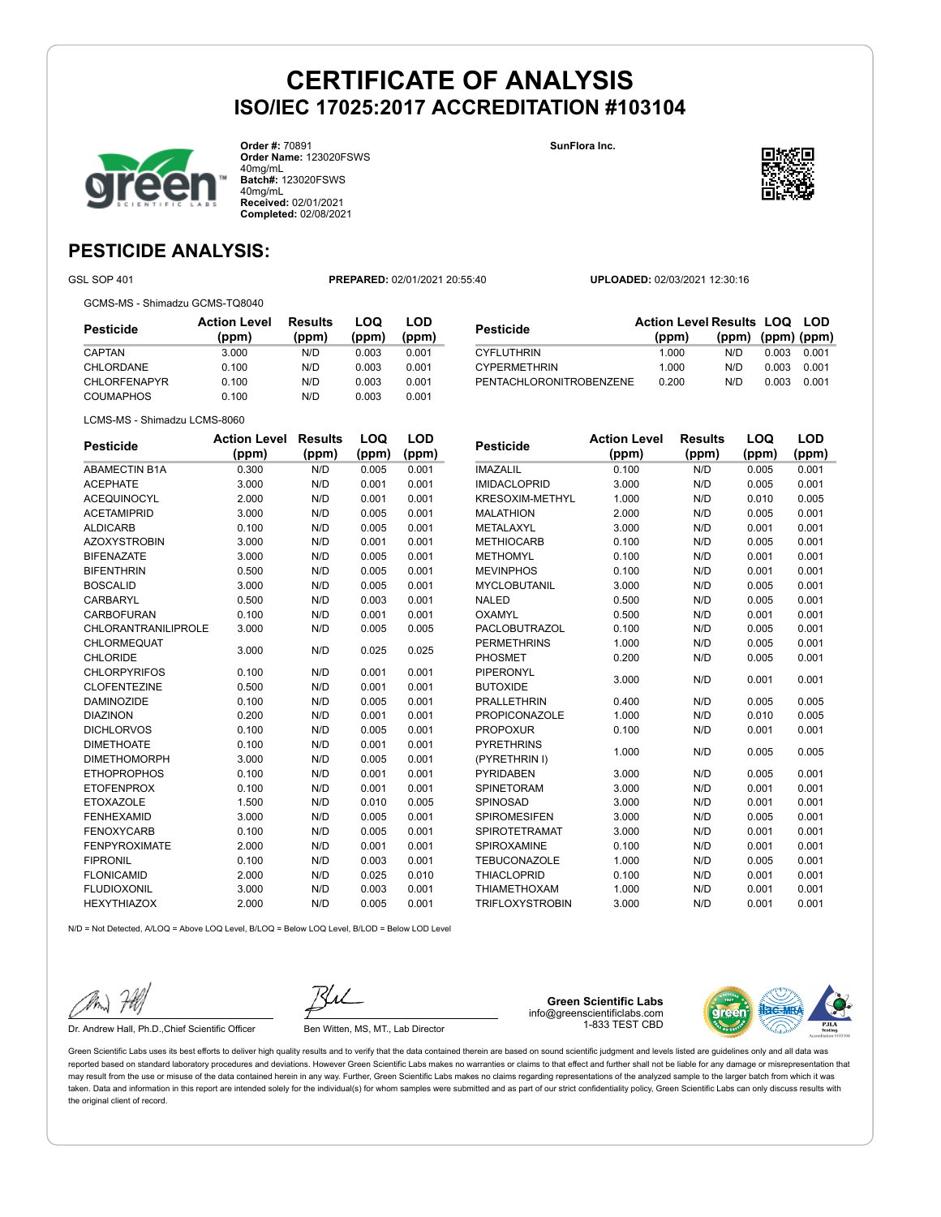# CERTIFICATE OF ANALYSIS

## ISO/IEC 17025:2017 ACCREDITATION #103104

**Order #:** 70891
**Order Name:** 123020FSWS 40mg/mL
**Batch#:** 123020FSWS 40mg/mL
**Received:** 02/01/2021
**Completed:** 02/08/2021

**SunFlora Inc.**

## PESTICIDE ANALYSIS:

GSL SOP 401 **PREPARED:** 02/01/2021 20:55:40 **UPLOADED:** 02/03/2021 12:30:16

GCMS-MS - Shimadzu GCMS-TQ8040

| Pesticide | Action Level (ppm) | Results (ppm) | LOQ (ppm) | LOD (ppm) |
|---|---|---|---|---|
| CAPTAN | 3.000 | N/D | 0.003 | 0.001 |
| CHLORDANE | 0.100 | N/D | 0.003 | 0.001 |
| CHLORFENAPYR | 0.100 | N/D | 0.003 | 0.001 |
| COUMAPHOS | 0.100 | N/D | 0.003 | 0.001 |
| CYFLUTHRIN | 1.000 | N/D | 0.003 | 0.001 |
| CYPERMETHRIN | 1.000 | N/D | 0.003 | 0.001 |
| PENTACHLORONITROBENZENE | 0.200 | N/D | 0.003 | 0.001 |

LCMS-MS - Shimadzu LCMS-8060

| Pesticide | Action Level (ppm) | Results (ppm) | LOQ (ppm) | LOD (ppm) |
|---|---|---|---|---|
| ABAMECTIN B1A | 0.300 | N/D | 0.005 | 0.001 |
| ACEPHATE | 3.000 | N/D | 0.001 | 0.001 |
| ACEQUINOCYL | 2.000 | N/D | 0.001 | 0.001 |
| ACETAMIPRID | 3.000 | N/D | 0.005 | 0.001 |
| ALDICARB | 0.100 | N/D | 0.005 | 0.001 |
| AZOXYSTROBIN | 3.000 | N/D | 0.001 | 0.001 |
| BIFENAZATE | 3.000 | N/D | 0.005 | 0.001 |
| BIFENTHRIN | 0.500 | N/D | 0.005 | 0.001 |
| BOSCALID | 3.000 | N/D | 0.005 | 0.001 |
| CARBARYL | 0.500 | N/D | 0.003 | 0.001 |
| CARBOFURAN | 0.100 | N/D | 0.001 | 0.001 |
| CHLORANTRANILIPROLE | 3.000 | N/D | 0.005 | 0.005 |
| CHLORMEQUAT CHLORIDE | 3.000 | N/D | 0.025 | 0.025 |
| CHLORPYRIFOS | 0.100 | N/D | 0.001 | 0.001 |
| CLOFENTEZINE | 0.500 | N/D | 0.001 | 0.001 |
| DAMINOZIDE | 0.100 | N/D | 0.005 | 0.001 |
| DIAZINON | 0.200 | N/D | 0.001 | 0.001 |
| DICHLORVOS | 0.100 | N/D | 0.005 | 0.001 |
| DIMETHOATE | 0.100 | N/D | 0.001 | 0.001 |
| DIMETHOMORPH | 3.000 | N/D | 0.005 | 0.001 |
| ETHOPROPHOS | 0.100 | N/D | 0.001 | 0.001 |
| ETOFENPROX | 0.100 | N/D | 0.001 | 0.001 |
| ETOXAZOLE | 1.500 | N/D | 0.010 | 0.005 |
| FENHEXAMID | 3.000 | N/D | 0.005 | 0.001 |
| FENOXYCARB | 0.100 | N/D | 0.005 | 0.001 |
| FENPYROXIMATE | 2.000 | N/D | 0.001 | 0.001 |
| FIPRONIL | 0.100 | N/D | 0.003 | 0.001 |
| FLONICAMID | 2.000 | N/D | 0.025 | 0.010 |
| FLUDIOXONIL | 3.000 | N/D | 0.003 | 0.001 |
| HEXYTHIAZOX | 2.000 | N/D | 0.005 | 0.001 |
| IMAZALIL | 0.100 | N/D | 0.005 | 0.001 |
| IMIDACLOPRID | 3.000 | N/D | 0.005 | 0.001 |
| KRESOXIM-METHYL | 1.000 | N/D | 0.010 | 0.005 |
| MALATHION | 2.000 | N/D | 0.005 | 0.001 |
| METALAXYL | 3.000 | N/D | 0.001 | 0.001 |
| METHIOCARB | 0.100 | N/D | 0.005 | 0.001 |
| METHOMYL | 0.100 | N/D | 0.001 | 0.001 |
| MEVINPHOS | 0.100 | N/D | 0.001 | 0.001 |
| MYCLOBUTANIL | 3.000 | N/D | 0.005 | 0.001 |
| NALED | 0.500 | N/D | 0.005 | 0.001 |
| OXAMYL | 0.500 | N/D | 0.001 | 0.001 |
| PACLOBUTRAZOL | 0.100 | N/D | 0.005 | 0.001 |
| PERMETHRINS | 1.000 | N/D | 0.005 | 0.001 |
| PHOSMET | 0.200 | N/D | 0.005 | 0.001 |
| PIPERONYL BUTOXIDE | 3.000 | N/D | 0.001 | 0.001 |
| PRALLETHRIN | 0.400 | N/D | 0.005 | 0.005 |
| PROPICONAZOLE | 1.000 | N/D | 0.010 | 0.005 |
| PROPOXUR | 0.100 | N/D | 0.001 | 0.001 |
| PYRETHRINS (PYRETHRIN I) | 1.000 | N/D | 0.005 | 0.005 |
| PYRIDABEN | 3.000 | N/D | 0.005 | 0.001 |
| SPINETORAM | 3.000 | N/D | 0.001 | 0.001 |
| SPINOSAD | 3.000 | N/D | 0.001 | 0.001 |
| SPIROMESIFEN | 3.000 | N/D | 0.005 | 0.001 |
| SPIROTETRAMAT | 3.000 | N/D | 0.001 | 0.001 |
| SPIROXAMINE | 0.100 | N/D | 0.001 | 0.001 |
| TEBUCONAZOLE | 1.000 | N/D | 0.005 | 0.001 |
| THIACLOPRID | 0.100 | N/D | 0.001 | 0.001 |
| THIAMETHOXAM | 1.000 | N/D | 0.001 | 0.001 |
| TRIFLOXYSTROBIN | 3.000 | N/D | 0.001 | 0.001 |

N/D = Not Detected, A/LOQ = Above LOQ Level, B/LOQ = Below LOQ Level, B/LOD = Below LOD Level

Dr. Andrew Hall, Ph.D.,Chief Scientific Officer

Ben Witten, MS, MT., Lab Director

**Green Scientific Labs**
info@greenscientificlabs.com
1-833 TEST CBD

Green Scientific Labs uses its best efforts to deliver high quality results and to verify that the data contained therein are based on sound scientific judgment and levels listed are guidelines only and all data was reported based on standard laboratory procedures and deviations. However Green Scientific Labs makes no warranties or claims to that effect and further shall not be liable for any damage or misrepresentation that may result from the use or misuse of the data contained herein in any way. Further, Green Scientific Labs makes no claims regarding representations of the analyzed sample to the larger batch from which it was taken. Data and information in this report are intended solely for the individual(s) for whom samples were submitted and as part of our strict confidentiality policy, Green Scientific Labs can only discuss results with the original client of record.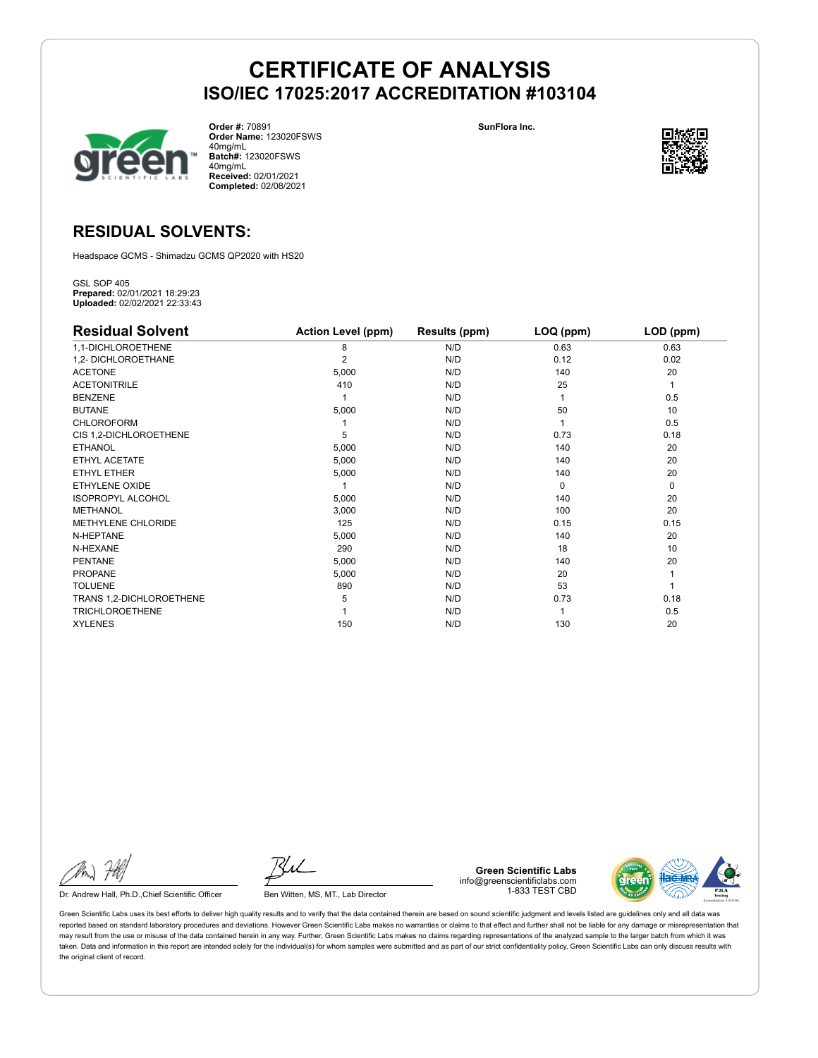# CERTIFICATE OF ANALYSIS
## ISO/IEC 17025:2017 ACCREDITATION #103104

**Order #:** 70891
**Order Name:** 123020FSWS 40mg/mL
**Batch#:** 123020FSWS 40mg/mL
**Received:** 02/01/2021
**Completed:** 02/08/2021

**SunFlora Inc.**

## RESIDUAL SOLVENTS:

Headspace GCMS - Shimadzu GCMS QP2020 with HS20

GSL SOP 405
**Prepared:** 02/01/2021 18:29:23
**Uploaded:** 02/02/2021 22:33:43

| Residual Solvent | Action Level (ppm) | Results (ppm) | LOQ (ppm) | LOD (ppm) |
|---|---|---|---|---|
| 1,1-DICHLOROETHENE | 8 | N/D | 0.63 | 0.63 |
| 1,2- DICHLOROETHANE | 2 | N/D | 0.12 | 0.02 |
| ACETONE | 5,000 | N/D | 140 | 20 |
| ACETONITRILE | 410 | N/D | 25 | 1 |
| BENZENE | 1 | N/D | 1 | 0.5 |
| BUTANE | 5,000 | N/D | 50 | 10 |
| CHLOROFORM | 1 | N/D | 1 | 0.5 |
| CIS 1,2-DICHLOROETHENE | 5 | N/D | 0.73 | 0.18 |
| ETHANOL | 5,000 | N/D | 140 | 20 |
| ETHYL ACETATE | 5,000 | N/D | 140 | 20 |
| ETHYL ETHER | 5,000 | N/D | 140 | 20 |
| ETHYLENE OXIDE | 1 | N/D | 0 | 0 |
| ISOPROPYL ALCOHOL | 5,000 | N/D | 140 | 20 |
| METHANOL | 3,000 | N/D | 100 | 20 |
| METHYLENE CHLORIDE | 125 | N/D | 0.15 | 0.15 |
| N-HEPTANE | 5,000 | N/D | 140 | 20 |
| N-HEXANE | 290 | N/D | 18 | 10 |
| PENTANE | 5,000 | N/D | 140 | 20 |
| PROPANE | 5,000 | N/D | 20 | 1 |
| TOLUENE | 890 | N/D | 53 | 1 |
| TRANS 1,2-DICHLOROETHENE | 5 | N/D | 0.73 | 0.18 |
| TRICHLOROETHENE | 1 | N/D | 1 | 0.5 |
| XYLENES | 150 | N/D | 130 | 20 |

Dr. Andrew Hall, Ph.D.,Chief Scientific Officer

Ben Witten, MS, MT., Lab Director

**Green Scientific Labs**
info@greenscientificlabs.com
1-833 TEST CBD

Green Scientific Labs uses its best efforts to deliver high quality results and to verify that the data contained therein are based on sound scientific judgment and levels listed are guidelines only and all data was reported based on standard laboratory procedures and deviations. However Green Scientific Labs makes no warranties or claims to that effect and further shall not be liable for any damage or misrepresentation that may result from the use or misuse of the data contained herein in any way. Further, Green Scientific Labs makes no claims regarding representations of the analyzed sample to the larger batch from which it was taken. Data and information in this report are intended solely for the individual(s) for whom samples were submitted and as part of our strict confidentiality policy, Green Scientific Labs can only discuss results with the original client of record.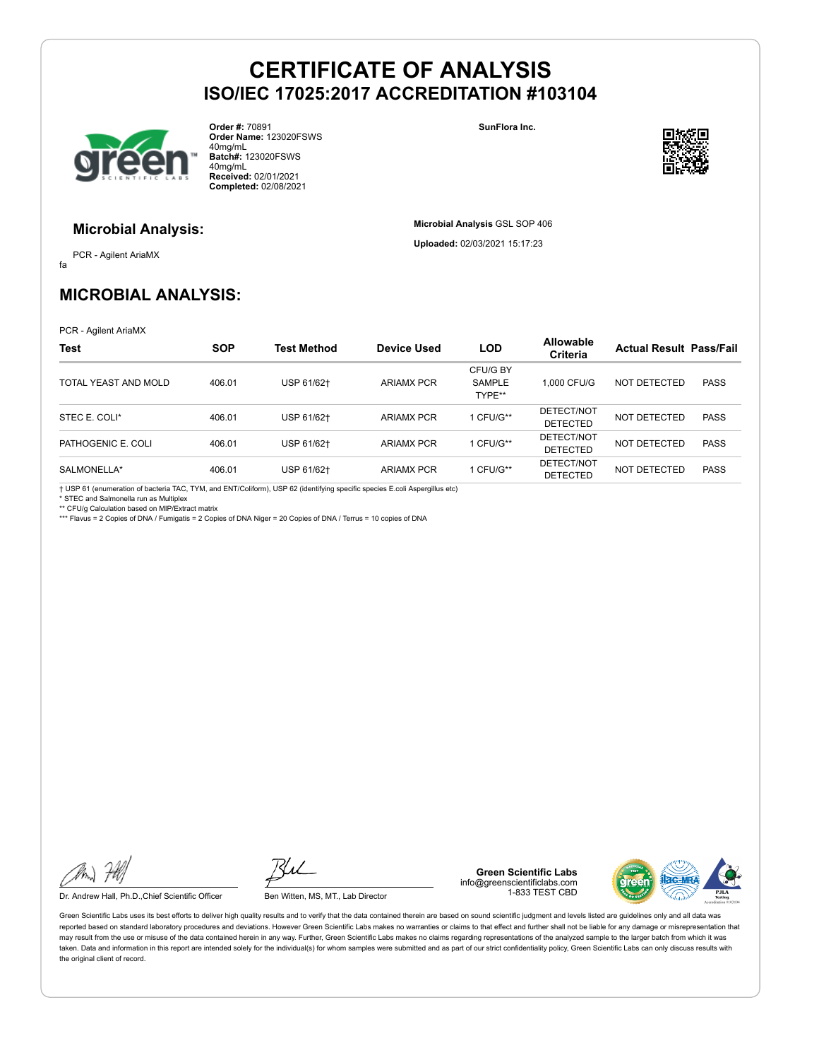# CERTIFICATE OF ANALYSIS
## ISO/IEC 17025:2017 ACCREDITATION #103104

**Order #:** 70891
**Order Name:** 123020FSWS 40mg/mL
**Batch#:** 123020FSWS 40mg/mL
**Received:** 02/01/2021
**Completed:** 02/08/2021

**SunFlora Inc.**

### Microbial Analysis:

PCR - Agilent AriaMX

fa

**Microbial Analysis** GSL SOP 406

**Uploaded:** 02/03/2021 15:17:23

## MICROBIAL ANALYSIS:

PCR - Agilent AriaMX

| Test | SOP | Test Method | Device Used | LOD | Allowable Criteria | Actual Result | Pass/Fail |
|---|---|---|---|---|---|---|---|
| TOTAL YEAST AND MOLD | 406.01 | USP 61/62† | ARIAMX PCR | CFU/G BY SAMPLE TYPE** | 1,000 CFU/G | NOT DETECTED | PASS |
| STEC E. COLI* | 406.01 | USP 61/62† | ARIAMX PCR | 1 CFU/G** | DETECT/NOT DETECTED | NOT DETECTED | PASS |
| PATHOGENIC E. COLI | 406.01 | USP 61/62† | ARIAMX PCR | 1 CFU/G** | DETECT/NOT DETECTED | NOT DETECTED | PASS |
| SALMONELLA* | 406.01 | USP 61/62† | ARIAMX PCR | 1 CFU/G** | DETECT/NOT DETECTED | NOT DETECTED | PASS |

† USP 61 (enumeration of bacteria TAC, TYM, and ENT/Coliform), USP 62 (identifying specific species E.coli Aspergillus etc)
* STEC and Salmonella run as Multiplex
** CFU/g Calculation based on MIP/Extract matrix
*** Flavus = 2 Copies of DNA / Fumigatis = 2 Copies of DNA Niger = 20 Copies of DNA / Terrus = 10 copies of DNA

Dr. Andrew Hall, Ph.D.,Chief Scientific Officer

Ben Witten, MS, MT., Lab Director

**Green Scientific Labs**
info@greenscientificlabs.com
1-833 TEST CBD

Green Scientific Labs uses its best efforts to deliver high quality results and to verify that the data contained therein are based on sound scientific judgment and levels listed are guidelines only and all data was reported based on standard laboratory procedures and deviations. However Green Scientific Labs makes no warranties or claims to that effect and further shall not be liable for any damage or misrepresentation that may result from the use or misuse of the data contained herein in any way. Further, Green Scientific Labs makes no claims regarding representations of the analyzed sample to the larger batch from which it was taken. Data and information in this report are intended solely for the individual(s) for whom samples were submitted and as part of our strict confidentiality policy, Green Scientific Labs can only discuss results with the original client of record.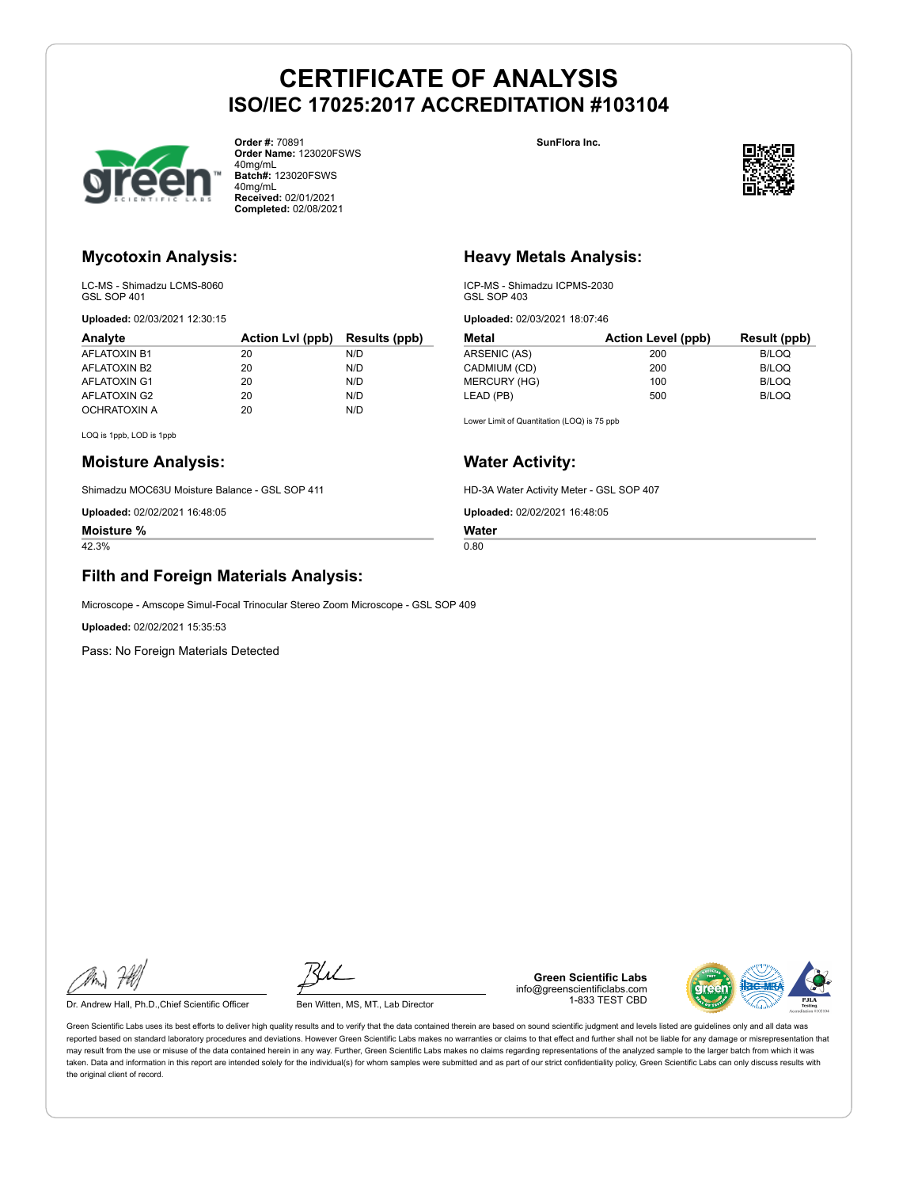# CERTIFICATE OF ANALYSIS
## ISO/IEC 17025:2017 ACCREDITATION #103104

**Order #:** 70891
**Order Name:** 123020FSWS 40mg/mL
**Batch#:** 123020FSWS 40mg/mL
**Received:** 02/01/2021
**Completed:** 02/08/2021

**SunFlora Inc.**

## Mycotoxin Analysis:

LC-MS - Shimadzu LCMS-8060
GSL SOP 401

**Uploaded:** 02/03/2021 12:30:15

| Analyte | Action Lvl (ppb) | Results (ppb) |
|---|---|---|
| AFLATOXIN B1 | 20 | N/D |
| AFLATOXIN B2 | 20 | N/D |
| AFLATOXIN G1 | 20 | N/D |
| AFLATOXIN G2 | 20 | N/D |
| OCHRATOXIN A | 20 | N/D |

LOQ is 1ppb, LOD is 1ppb

## Heavy Metals Analysis:

ICP-MS - Shimadzu ICPMS-2030
GSL SOP 403

**Uploaded:** 02/03/2021 18:07:46

| Metal | Action Level (ppb) | Result (ppb) |
|---|---|---|
| ARSENIC (AS) | 200 | B/LOQ |
| CADMIUM (CD) | 200 | B/LOQ |
| MERCURY (HG) | 100 | B/LOQ |
| LEAD (PB) | 500 | B/LOQ |

Lower Limit of Quantitation (LOQ) is 75 ppb

## Moisture Analysis:

Shimadzu MOC63U Moisture Balance - GSL SOP 411

**Uploaded:** 02/02/2021 16:48:05

| Moisture % |
|---|
| 42.3% |

## Water Activity:

HD-3A Water Activity Meter - GSL SOP 407

**Uploaded:** 02/02/2021 16:48:05

| Water |
|---|
| 0.80 |

## Filth and Foreign Materials Analysis:

Microscope - Amscope Simul-Focal Trinocular Stereo Zoom Microscope - GSL SOP 409

**Uploaded:** 02/02/2021 15:35:53

Pass: No Foreign Materials Detected

Dr. Andrew Hall, Ph.D.,Chief Scientific Officer

Ben Witten, MS, MT., Lab Director

**Green Scientific Labs**
info@greenscientificlabs.com
1-833 TEST CBD

Green Scientific Labs uses its best efforts to deliver high quality results and to verify that the data contained therein are based on sound scientific judgment and levels listed are guidelines only and all data was reported based on standard laboratory procedures and deviations. However Green Scientific Labs makes no warranties or claims to that effect and further shall not be liable for any damage or misrepresentation that may result from the use or misuse of the data contained herein in any way. Further, Green Scientific Labs makes no claims regarding representations of the analyzed sample to the larger batch from which it was taken. Data and information in this report are intended solely for the individual(s) for whom samples were submitted and as part of our strict confidentiality policy, Green Scientific Labs can only discuss results with the original client of record.